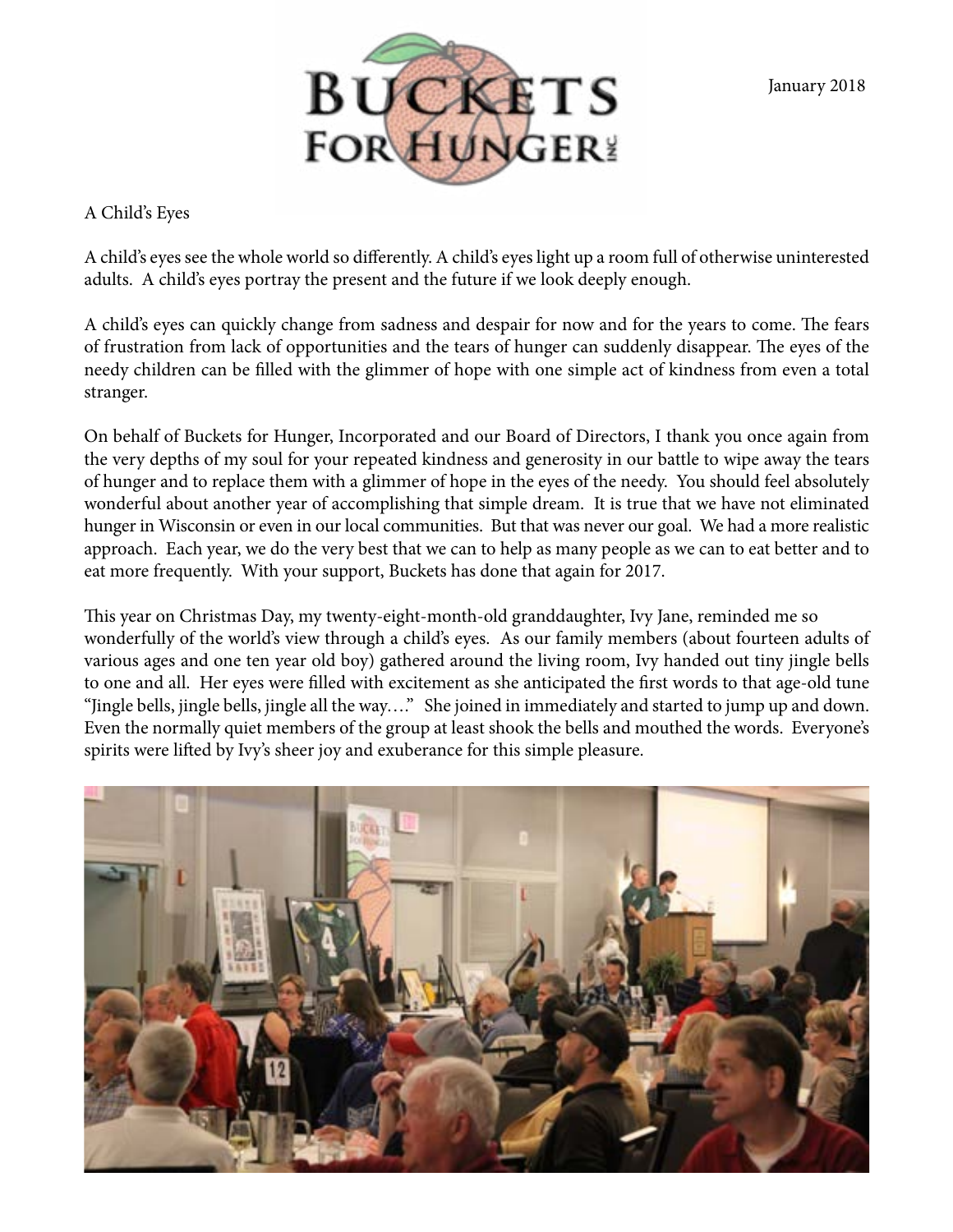January 2018

A Child's Eyes

A child's eyes see the whole world so differently. A child's eyes light up a room full of otherwise uninterested adults. A child's eyes portray the present and the future if we look deeply enough.

A child's eyes can quickly change from sadness and despair for now and for the years to come. The fears of frustration from lack of opportunities and the tears of hunger can suddenly disappear. The eyes of the needy children can be filled with the glimmer of hope with one simple act of kindness from even a total stranger.

On behalf of Buckets for Hunger, Incorporated and our Board of Directors, I thank you once again from the very depths of my soul for your repeated kindness and generosity in our battle to wipe away the tears of hunger and to replace them with a glimmer of hope in the eyes of the needy. You should feel absolutely wonderful about another year of accomplishing that simple dream. It is true that we have not eliminated hunger in Wisconsin or even in our local communities. But that was never our goal. We had a more realistic approach. Each year, we do the very best that we can to help as many people as we can to eat better and to eat more frequently. With your support, Buckets has done that again for 2017.

This year on Christmas Day, my twenty-eight-month-old granddaughter, Ivy Jane, reminded me so wonderfully of the world's view through a child's eyes. As our family members (about fourteen adults of various ages and one ten year old boy) gathered around the living room, Ivy handed out tiny jingle bells to one and all. Her eyes were filled with excitement as she anticipated the first words to that age-old tune "Jingle bells, jingle bells, jingle all the way…." She joined in immediately and started to jump up and down. Even the normally quiet members of the group at least shook the bells and mouthed the words. Everyone's spirits were lifted by Ivy's sheer joy and exuberance for this simple pleasure.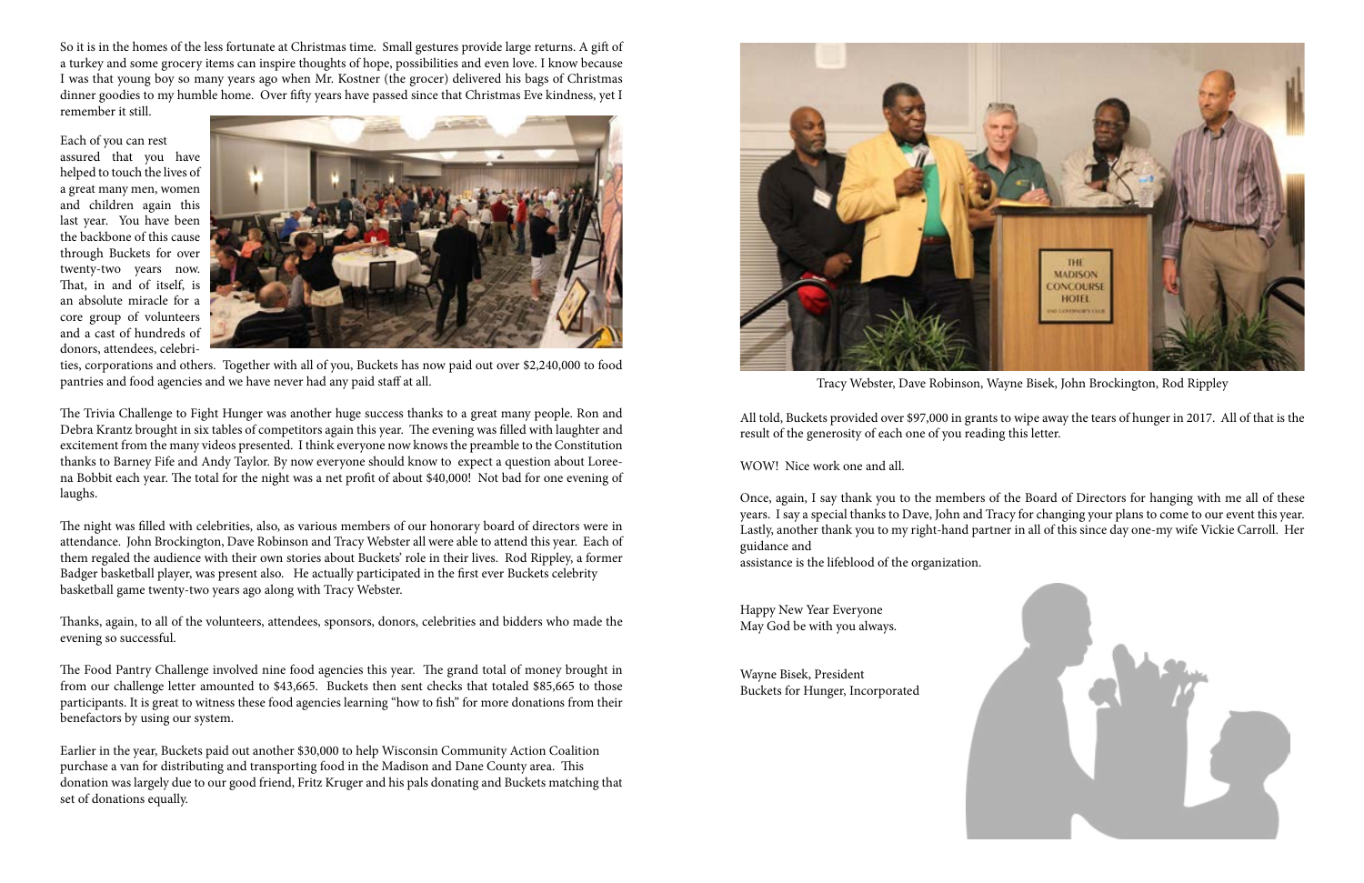So it is in the homes of the less fortunate at Christmas time. Small gestures provide large returns. A gift of a turkey and some grocery items can inspire thoughts of hope, possibilities and even love. I know because I was that young boy so many years ago when Mr. Kostner (the grocer) delivered his bags of Christmas dinner goodies to my humble home. Over fifty years have passed since that Christmas Eve kindness, yet I remember it still.

Each of you can rest assured that you have helped to touch the lives of a great many men, women and children again this last year. You have been the backbone of this cause through Buckets for over twenty-two years now. That, in and of itself, is an absolute miracle for a core group of volunteers and a cast of hundreds of donors, attendees, celebrities, corporations and others. Together with all of you, Buckets has now paid out over $2,240,000 to food pantries and food agencies and we have never had any paid staff at all.

The Trivia Challenge to Fight Hunger was another huge success thanks to a great many people. Ron and Debra Krantz brought in six tables of competitors again this year. The evening was filled with laughter and excitement from the many videos presented. I think everyone now knows the preamble to the Constitution thanks to Barney Fife and Andy Taylor. By now everyone should know to expect a question about Loreena Bobbit each year. The total for the night was a net profit of about $40,000! Not bad for one evening of laughs.

The night was filled with celebrities, also, as various members of our honorary board of directors were in attendance. John Brockington, Dave Robinson and Tracy Webster all were able to attend this year. Each of them regaled the audience with their own stories about Buckets' role in their lives. Rod Rippley, a former Badger basketball player, was present also. He actually participated in the first ever Buckets celebrity basketball game twenty-two years ago along with Tracy Webster.

Thanks, again, to all of the volunteers, attendees, sponsors, donors, celebrities and bidders who made the evening so successful.

The Food Pantry Challenge involved nine food agencies this year. The grand total of money brought in from our challenge letter amounted to $43,665. Buckets then sent checks that totaled $85,665 to those participants. It is great to witness these food agencies learning "how to fish" for more donations from their benefactors by using our system.

Earlier in the year, Buckets paid out another $30,000 to help Wisconsin Community Action Coalition purchase a van for distributing and transporting food in the Madison and Dane County area. This donation was largely due to our good friend, Fritz Kruger and his pals donating and Buckets matching that set of donations equally.

Tracy Webster, Dave Robinson, Wayne Bisek, John Brockington, Rod Rippley

All told, Buckets provided over $97,000 in grants to wipe away the tears of hunger in 2017. All of that is the result of the generosity of each one of you reading this letter.

WOW! Nice work one and all.

Once, again, I say thank you to the members of the Board of Directors for hanging with me all of these years. I say a special thanks to Dave, John and Tracy for changing your plans to come to our event this year. Lastly, another thank you to my right-hand partner in all of this since day one-my wife Vickie Carroll. Her guidance and assistance is the lifeblood of the organization.

Happy New Year Everyone
May God be with you always.

Wayne Bisek, President
Buckets for Hunger, Incorporated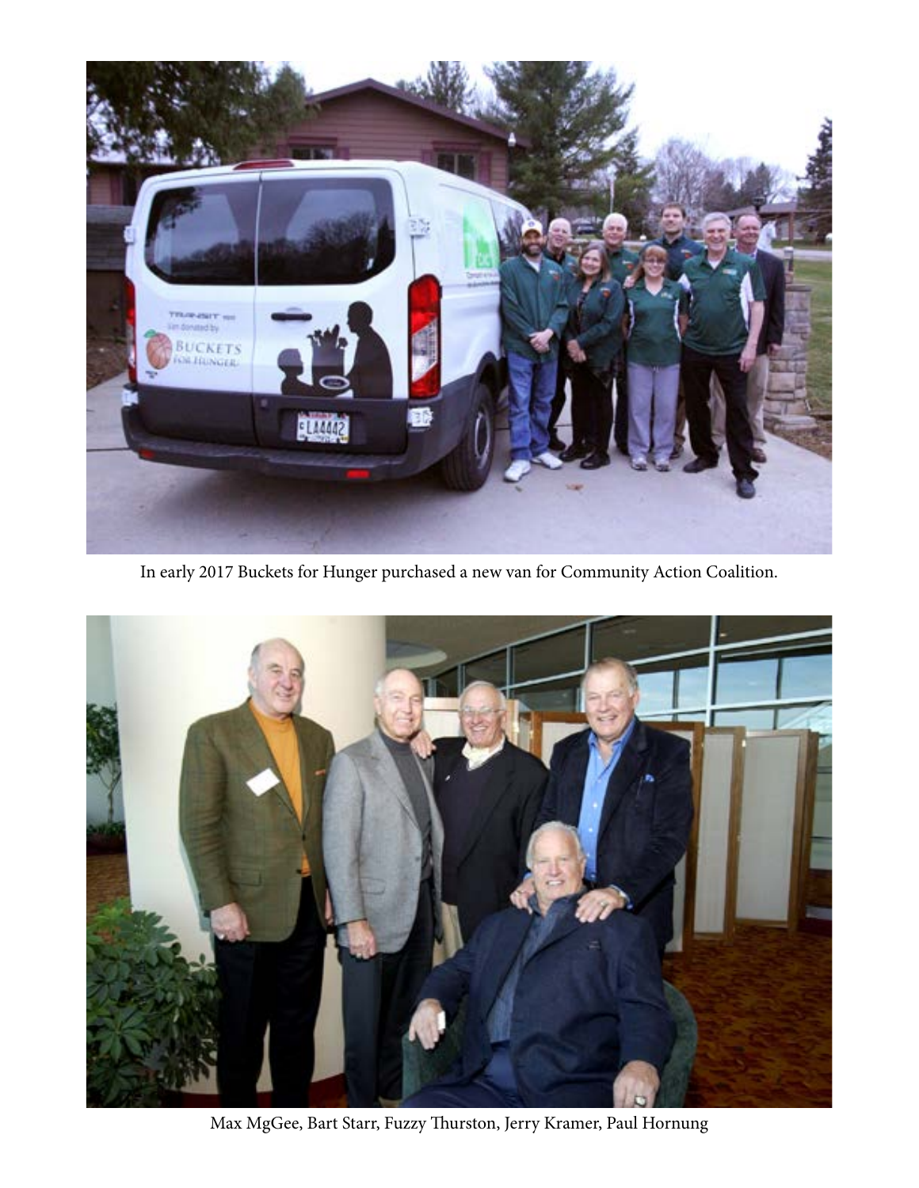In early 2017 Buckets for Hunger purchased a new van for Community Action Coalition.

Max MgGee, Bart Starr, Fuzzy Thurston, Jerry Kramer, Paul Hornung